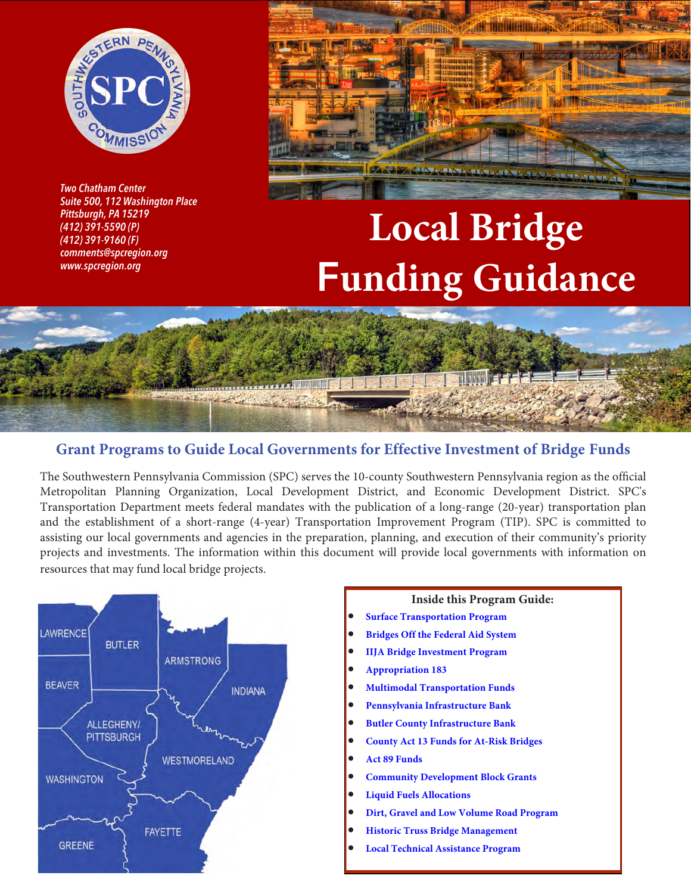*Two Chatham Center*
*Suite 500, 112 Washington Place*
*Pittsburgh, PA 15219*
*(412) 391-5590 (P)*
*(412) 391-9160 (F)*
*comments@spcregion.org*
*www.spcregion.org*

# Local Bridge Funding Guidance

## Grant Programs to Guide Local Governments for Effective Investment of Bridge Funds

The Southwestern Pennsylvania Commission (SPC) serves the 10-county Southwestern Pennsylvania region as the official Metropolitan Planning Organization, Local Development District, and Economic Development District. SPC's Transportation Department meets federal mandates with the publication of a long-range (20-year) transportation plan and the establishment of a short-range (4-year) Transportation Improvement Program (TIP). SPC is committed to assisting our local governments and agencies in the preparation, planning, and execution of their community's priority projects and investments. The information within this document will provide local governments with information on resources that may fund local bridge projects.

LAWRENCE, BUTLER, ARMSTRONG, INDIANA, BEAVER, ALLEGHENY/PITTSBURGH, WESTMORELAND, WASHINGTON, FAYETTE, GREENE

**Inside this Program Guide:**

- **Surface Transportation Program**
- **Bridges Off the Federal Aid System**
- **IIJA Bridge Investment Program**
- **Appropriation 183**
- **Multimodal Transportation Funds**
- **Pennsylvania Infrastructure Bank**
- **Butler County Infrastructure Bank**
- **County Act 13 Funds for At-Risk Bridges**
- **Act 89 Funds**
- **Community Development Block Grants**
- **Liquid Fuels Allocations**
- **Dirt, Gravel and Low Volume Road Program**
- **Historic Truss Bridge Management**
- **Local Technical Assistance Program**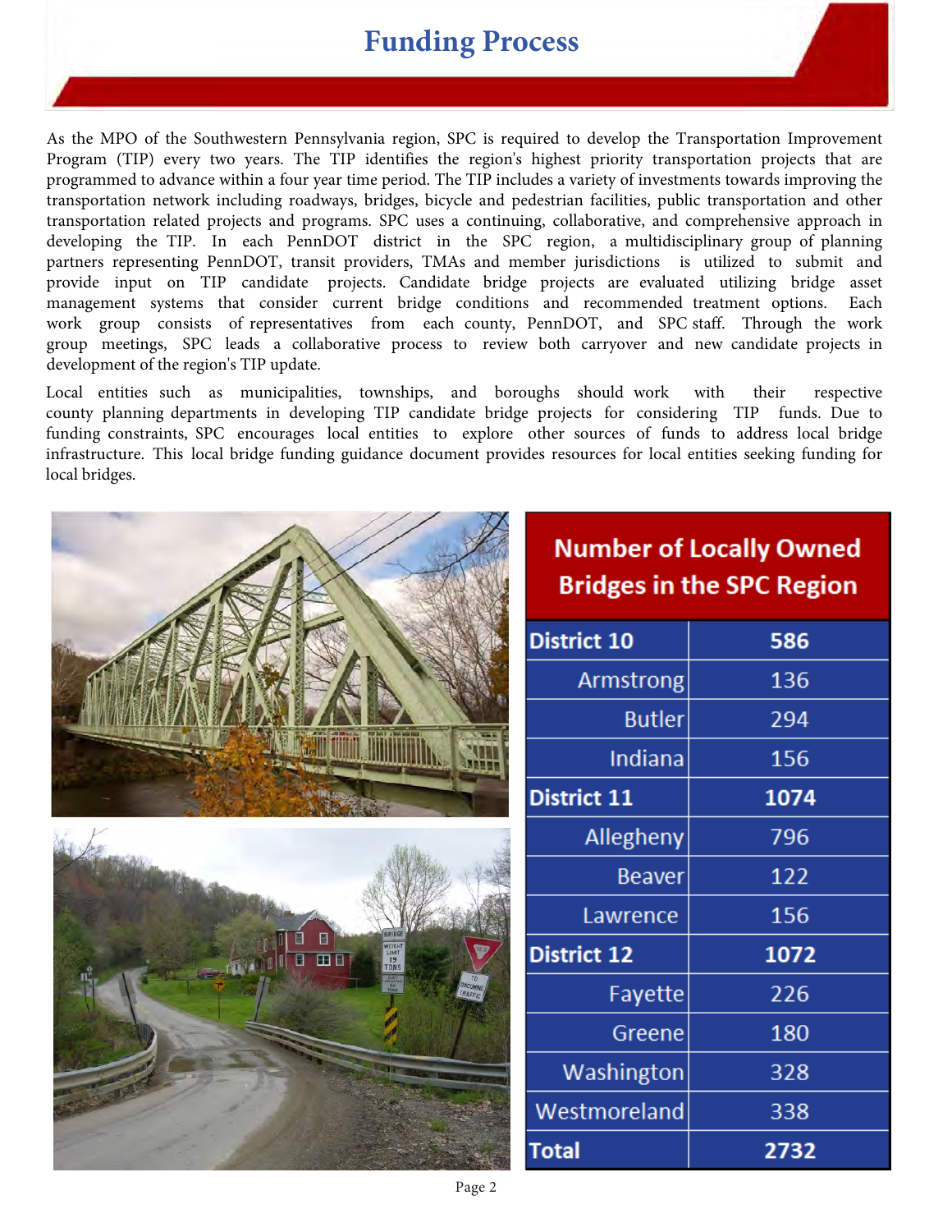# Funding Process

As the MPO of the Southwestern Pennsylvania region, SPC is required to develop the Transportation Improvement Program (TIP) every two years. The TIP identifies the region's highest priority transportation projects that are programmed to advance within a four year time period. The TIP includes a variety of investments towards improving the transportation network including roadways, bridges, bicycle and pedestrian facilities, public transportation and other transportation related projects and programs. SPC uses a continuing, collaborative, and comprehensive approach in developing the TIP. In each PennDOT district in the SPC region, a multidisciplinary group of planning partners representing PennDOT, transit providers, TMAs and member jurisdictions is utilized to submit and provide input on TIP candidate projects. Candidate bridge projects are evaluated utilizing bridge asset management systems that consider current bridge conditions and recommended treatment options. Each work group consists of representatives from each county, PennDOT, and SPC staff. Through the work group meetings, SPC leads a collaborative process to review both carryover and new candidate projects in development of the region's TIP update.

Local entities such as municipalities, townships, and boroughs should work with their respective county planning departments in developing TIP candidate bridge projects for considering TIP funds. Due to funding constraints, SPC encourages local entities to explore other sources of funds to address local bridge infrastructure. This local bridge funding guidance document provides resources for local entities seeking funding for local bridges.

| Number of Locally Owned Bridges in the SPC Region | |
|---|---|
| **District 10** | **586** |
| Armstrong | 136 |
| Butler | 294 |
| Indiana | 156 |
| **District 11** | **1074** |
| Allegheny | 796 |
| Beaver | 122 |
| Lawrence | 156 |
| **District 12** | **1072** |
| Fayette | 226 |
| Greene | 180 |
| Washington | 328 |
| Westmoreland | 338 |
| **Total** | **2732** |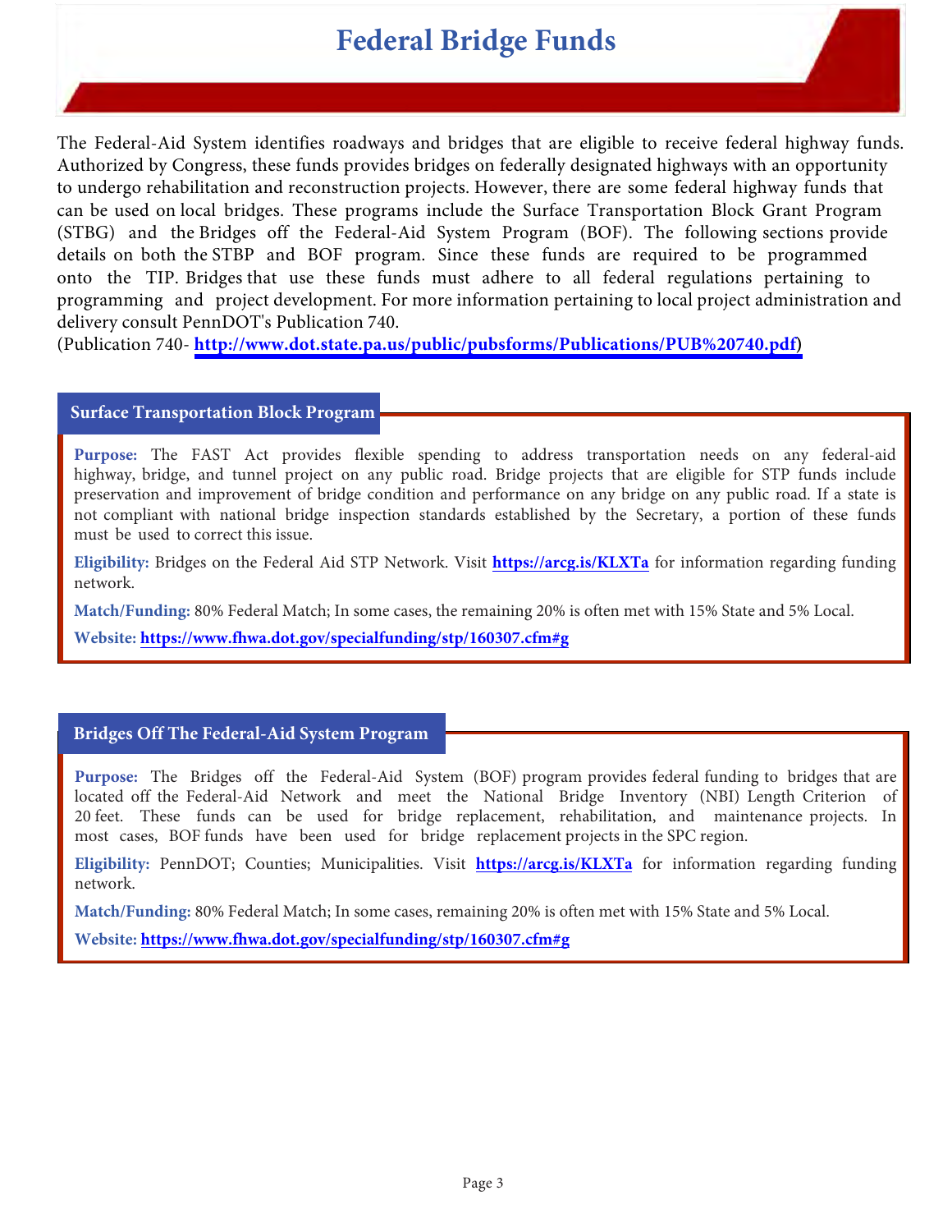# Federal Bridge Funds

The Federal-Aid System identifies roadways and bridges that are eligible to receive federal highway funds. Authorized by Congress, these funds provides bridges on federally designated highways with an opportunity to undergo rehabilitation and reconstruction projects. However, there are some federal highway funds that can be used on local bridges. These programs include the Surface Transportation Block Grant Program (STBG) and the Bridges off the Federal-Aid System Program (BOF). The following sections provide details on both the STBP and BOF program. Since these funds are required to be programmed onto the TIP. Bridges that use these funds must adhere to all federal regulations pertaining to programming and project development. For more information pertaining to local project administration and delivery consult PennDOT's Publication 740.
(Publication 740- **http://www.dot.state.pa.us/public/pubsforms/Publications/PUB%20740.pdf**)

## Surface Transportation Block Program

**Purpose:** The FAST Act provides flexible spending to address transportation needs on any federal-aid highway, bridge, and tunnel project on any public road. Bridge projects that are eligible for STP funds include preservation and improvement of bridge condition and performance on any bridge on any public road. If a state is not compliant with national bridge inspection standards established by the Secretary, a portion of these funds must be used to correct this issue.

**Eligibility:** Bridges on the Federal Aid STP Network. Visit **https://arcg.is/KLXTa** for information regarding funding network.

**Match/Funding:** 80% Federal Match; In some cases, the remaining 20% is often met with 15% State and 5% Local.

**Website:** **https://www.fhwa.dot.gov/specialfunding/stp/160307.cfm#g**

## Bridges Off The Federal-Aid System Program

**Purpose:** The Bridges off the Federal-Aid System (BOF) program provides federal funding to bridges that are located off the Federal-Aid Network and meet the National Bridge Inventory (NBI) Length Criterion of 20 feet. These funds can be used for bridge replacement, rehabilitation, and maintenance projects. In most cases, BOF funds have been used for bridge replacement projects in the SPC region.

**Eligibility:** PennDOT; Counties; Municipalities. Visit **https://arcg.is/KLXTa** for information regarding funding network.

**Match/Funding:** 80% Federal Match; In some cases, remaining 20% is often met with 15% State and 5% Local.

**Website:** **https://www.fhwa.dot.gov/specialfunding/stp/160307.cfm#g**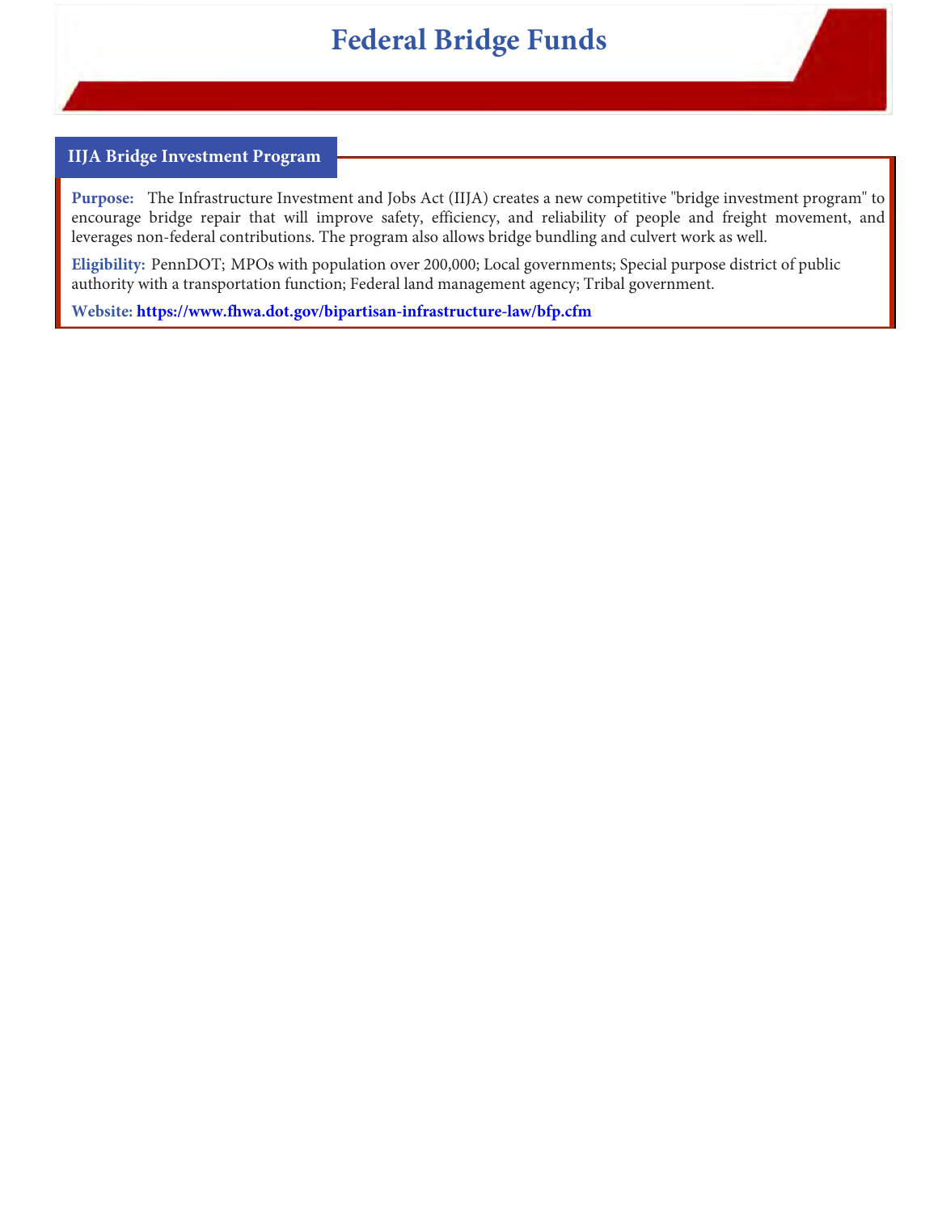# Federal Bridge Funds

## IIJA Bridge Investment Program

**Purpose:** The Infrastructure Investment and Jobs Act (IIJA) creates a new competitive "bridge investment program" to encourage bridge repair that will improve safety, efficiency, and reliability of people and freight movement, and leverages non-federal contributions. The program also allows bridge bundling and culvert work as well.

**Eligibility:** PennDOT; MPOs with population over 200,000; Local governments; Special purpose district of public authority with a transportation function; Federal land management agency; Tribal government.

**Website:** **https://www.fhwa.dot.gov/bipartisan-infrastructure-law/bfp.cfm**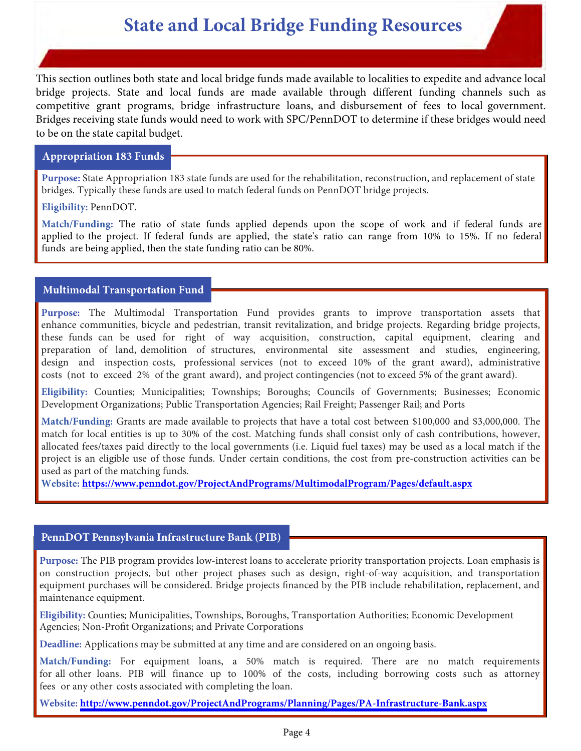# State and Local Bridge Funding Resources

This section outlines both state and local bridge funds made available to localities to expedite and advance local bridge projects. State and local funds are made available through different funding channels such as competitive grant programs, bridge infrastructure loans, and disbursement of fees to local government. Bridges receiving state funds would need to work with SPC/PennDOT to determine if these bridges would need to be on the state capital budget.

## Appropriation 183 Funds

**Purpose:** State Appropriation 183 state funds are used for the rehabilitation, reconstruction, and replacement of state bridges. Typically these funds are used to match federal funds on PennDOT bridge projects.

**Eligibility:** PennDOT.

**Match/Funding:** The ratio of state funds applied depends upon the scope of work and if federal funds are applied to the project. If federal funds are applied, the state's ratio can range from 10% to 15%. If no federal funds are being applied, then the state funding ratio can be 80%.

## Multimodal Transportation Fund

**Purpose:** The Multimodal Transportation Fund provides grants to improve transportation assets that enhance communities, bicycle and pedestrian, transit revitalization, and bridge projects. Regarding bridge projects, these funds can be used for right of way acquisition, construction, capital equipment, clearing and preparation of land, demolition of structures, environmental site assessment and studies, engineering, design and inspection costs, professional services (not to exceed 10% of the grant award), administrative costs (not to exceed 2% of the grant award), and project contingencies (not to exceed 5% of the grant award).

**Eligibility:** Counties; Municipalities; Townships; Boroughs; Councils of Governments; Businesses; Economic Development Organizations; Public Transportation Agencies; Rail Freight; Passenger Rail; and Ports

**Match/Funding:** Grants are made available to projects that have a total cost between $100,000 and $3,000,000. The match for local entities is up to 30% of the cost. Matching funds shall consist only of cash contributions, however, allocated fees/taxes paid directly to the local governments (i.e. Liquid fuel taxes) may be used as a local match if the project is an eligible use of those funds. Under certain conditions, the cost from pre-construction activities can be used as part of the matching funds.

**Website:** https://www.penndot.gov/ProjectAndPrograms/MultimodalProgram/Pages/default.aspx

## PennDOT Pennsylvania Infrastructure Bank (PIB)

**Purpose:** The PIB program provides low-interest loans to accelerate priority transportation projects. Loan emphasis is on construction projects, but other project phases such as design, right-of-way acquisition, and transportation equipment purchases will be considered. Bridge projects financed by the PIB include rehabilitation, replacement, and maintenance equipment.

**Eligibility:** Counties; Municipalities, Townships, Boroughs, Transportation Authorities; Economic Development Agencies; Non-Profit Organizations; and Private Corporations

**Deadline:** Applications may be submitted at any time and are considered on an ongoing basis.

**Match/Funding:** For equipment loans, a 50% match is required. There are no match requirements for all other loans. PIB will finance up to 100% of the costs, including borrowing costs such as attorney fees or any other costs associated with completing the loan.

**Website:** http://www.penndot.gov/ProjectAndPrograms/Planning/Pages/PA-Infrastructure-Bank.aspx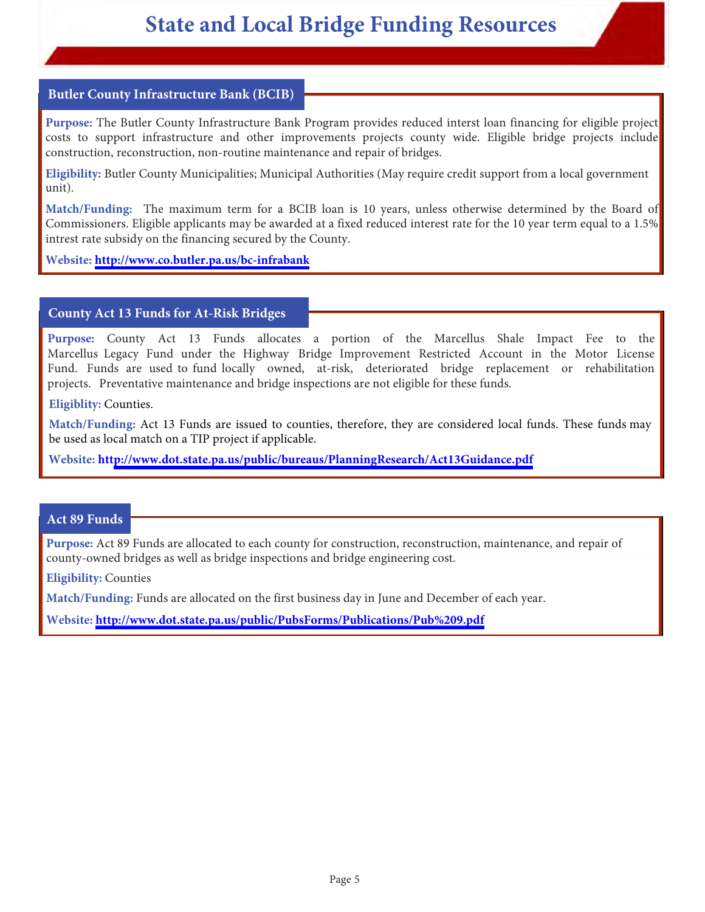# State and Local Bridge Funding Resources

## Butler County Infrastructure Bank (BCIB)

**Purpose:** The Butler County Infrastructure Bank Program provides reduced interst loan financing for eligible project costs to support infrastructure and other improvements projects county wide. Eligible bridge projects include construction, reconstruction, non-routine maintenance and repair of bridges.

**Eligibility:** Butler County Municipalities; Municipal Authorities (May require credit support from a local government unit).

**Match/Funding:** The maximum term for a BCIB loan is 10 years, unless otherwise determined by the Board of Commissioners. Eligible applicants may be awarded at a fixed reduced interest rate for the 10 year term equal to a 1.5% intrest rate subsidy on the financing secured by the County.

**Website:** http://www.co.butler.pa.us/bc-infrabank

## County Act 13 Funds for At-Risk Bridges

**Purpose:** County Act 13 Funds allocates a portion of the Marcellus Shale Impact Fee to the Marcellus Legacy Fund under the Highway Bridge Improvement Restricted Account in the Motor License Fund. Funds are used to fund locally owned, at-risk, deteriorated bridge replacement or rehabilitation projects. Preventative maintenance and bridge inspections are not eligible for these funds.

**Eligiblity:** Counties.

**Match/Funding:** Act 13 Funds are issued to counties, therefore, they are considered local funds. These funds may be used as local match on a TIP project if applicable.

**Website:** http://www.dot.state.pa.us/public/bureaus/PlanningResearch/Act13Guidance.pdf

## Act 89 Funds

**Purpose:** Act 89 Funds are allocated to each county for construction, reconstruction, maintenance, and repair of county-owned bridges as well as bridge inspections and bridge engineering cost.

**Eligibility:** Counties

**Match/Funding:** Funds are allocated on the first business day in June and December of each year.

**Website:** http://www.dot.state.pa.us/public/PubsForms/Publications/Pub%209.pdf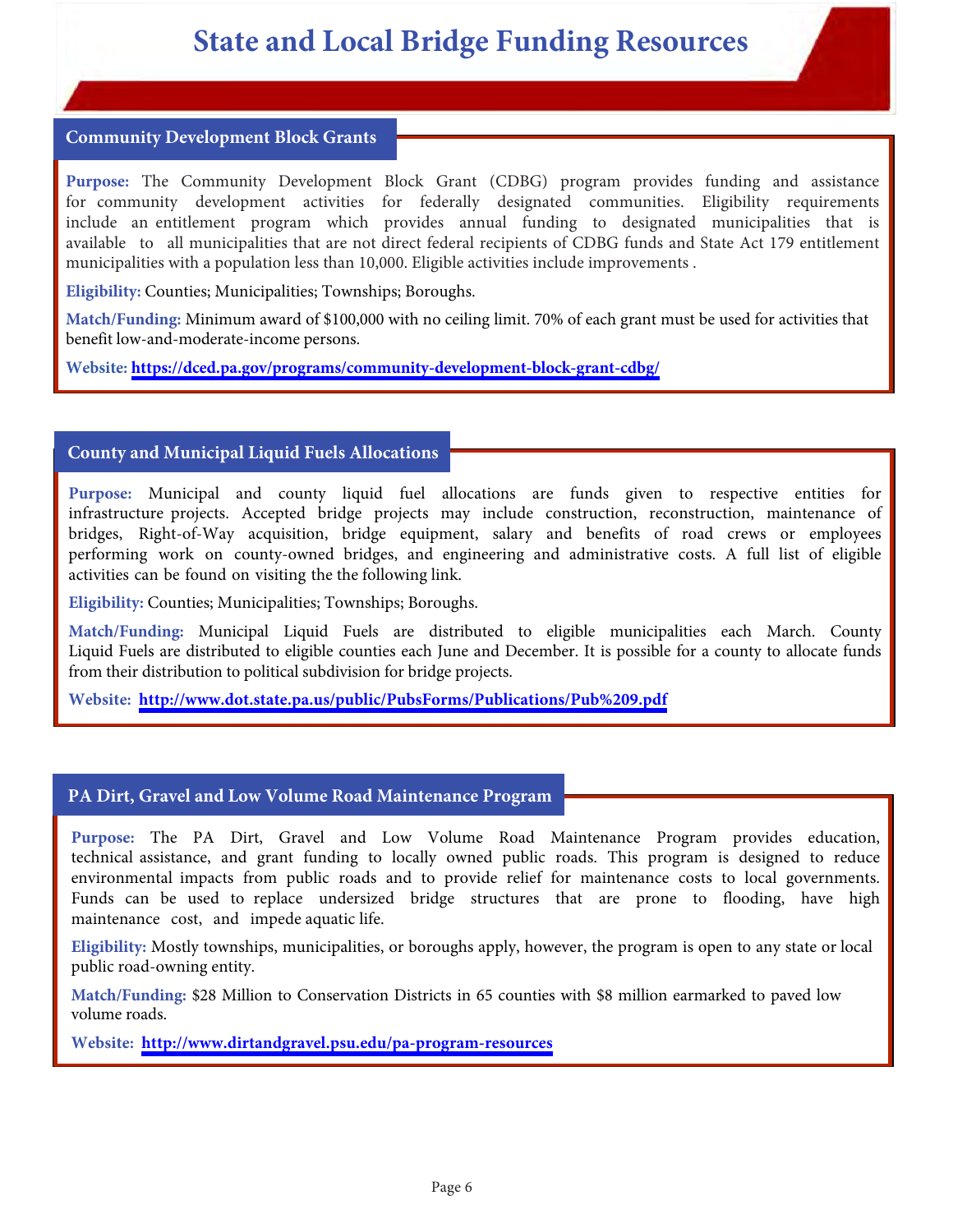# State and Local Bridge Funding Resources

## Community Development Block Grants

**Purpose:** The Community Development Block Grant (CDBG) program provides funding and assistance for community development activities for federally designated communities. Eligibility requirements include an entitlement program which provides annual funding to designated municipalities that is available to all municipalities that are not direct federal recipients of CDBG funds and State Act 179 entitlement municipalities with a population less than 10,000. Eligible activities include improvements .

**Eligibility:** Counties; Municipalities; Townships; Boroughs.

**Match/Funding:** Minimum award of $100,000 with no ceiling limit. 70% of each grant must be used for activities that benefit low-and-moderate-income persons.

**Website:** **https://dced.pa.gov/programs/community-development-block-grant-cdbg/**

## County and Municipal Liquid Fuels Allocations

**Purpose:** Municipal and county liquid fuel allocations are funds given to respective entities for infrastructure projects. Accepted bridge projects may include construction, reconstruction, maintenance of bridges, Right-of-Way acquisition, bridge equipment, salary and benefits of road crews or employees performing work on county-owned bridges, and engineering and administrative costs. A full list of eligible activities can be found on visiting the the following link.

**Eligibility:** Counties; Municipalities; Townships; Boroughs.

**Match/Funding:** Municipal Liquid Fuels are distributed to eligible municipalities each March. County Liquid Fuels are distributed to eligible counties each June and December. It is possible for a county to allocate funds from their distribution to political subdivision for bridge projects.

**Website:** **http://www.dot.state.pa.us/public/PubsForms/Publications/Pub%209.pdf**

## PA Dirt, Gravel and Low Volume Road Maintenance Program

**Purpose:** The PA Dirt, Gravel and Low Volume Road Maintenance Program provides education, technical assistance, and grant funding to locally owned public roads. This program is designed to reduce environmental impacts from public roads and to provide relief for maintenance costs to local governments. Funds can be used to replace undersized bridge structures that are prone to flooding, have high maintenance cost, and impede aquatic life.

**Eligibility:** Mostly townships, municipalities, or boroughs apply, however, the program is open to any state or local public road-owning entity.

**Match/Funding:** $28 Million to Conservation Districts in 65 counties with $8 million earmarked to paved low volume roads.

**Website:** **http://www.dirtandgravel.psu.edu/pa-program-resources**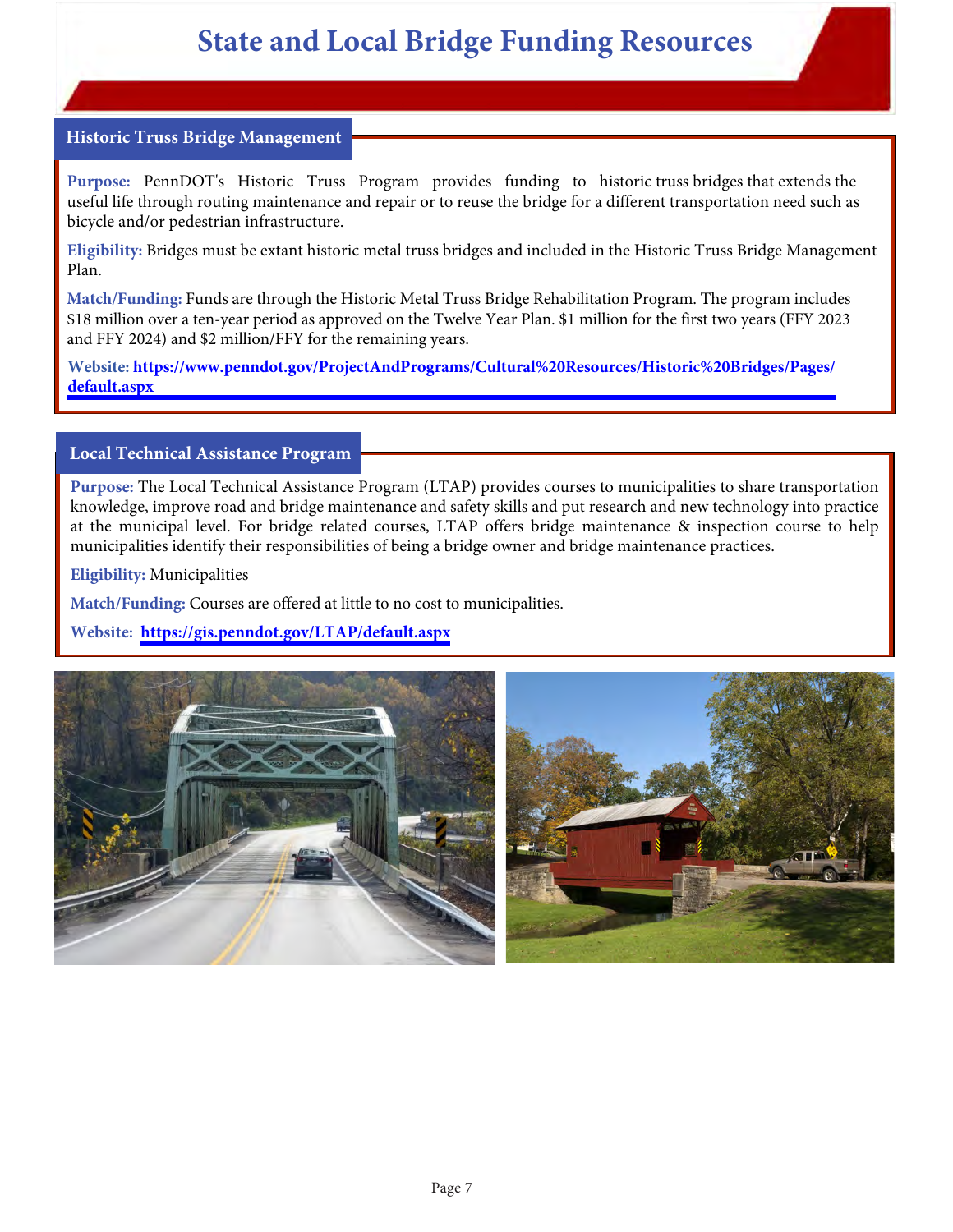# State and Local Bridge Funding Resources

## Historic Truss Bridge Management

**Purpose:** PennDOT's Historic Truss Program provides funding to historic truss bridges that extends the useful life through routing maintenance and repair or to reuse the bridge for a different transportation need such as bicycle and/or pedestrian infrastructure.

**Eligibility:** Bridges must be extant historic metal truss bridges and included in the Historic Truss Bridge Management Plan.

**Match/Funding:** Funds are through the Historic Metal Truss Bridge Rehabilitation Program. The program includes $18 million over a ten-year period as approved on the Twelve Year Plan. $1 million for the first two years (FFY 2023 and FFY 2024) and $2 million/FFY for the remaining years.

**Website:** **https://www.penndot.gov/ProjectAndPrograms/Cultural%20Resources/Historic%20Bridges/Pages/default.aspx**

## Local Technical Assistance Program

**Purpose:** The Local Technical Assistance Program (LTAP) provides courses to municipalities to share transportation knowledge, improve road and bridge maintenance and safety skills and put research and new technology into practice at the municipal level. For bridge related courses, LTAP offers bridge maintenance & inspection course to help municipalities identify their responsibilities of being a bridge owner and bridge maintenance practices.

**Eligibility:** Municipalities

**Match/Funding:** Courses are offered at little to no cost to municipalities.

**Website:** **https://gis.penndot.gov/LTAP/default.aspx**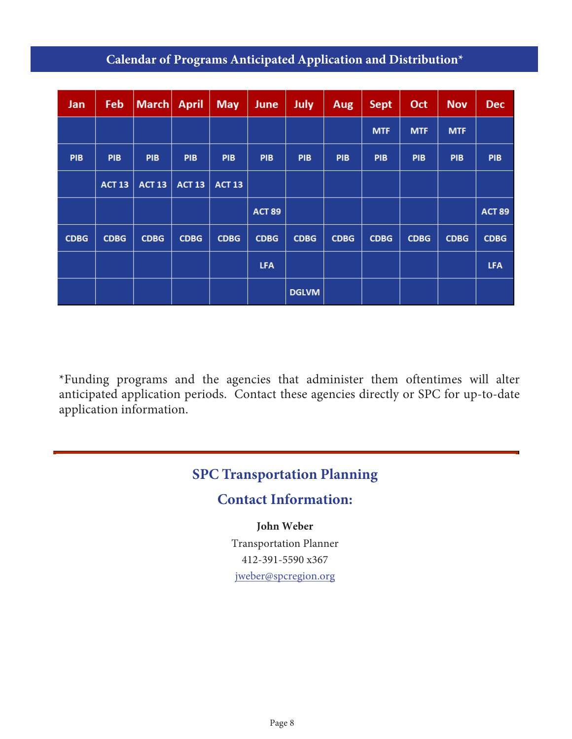## Calendar of Programs Anticipated Application and Distribution*

| Jan | Feb | March | April | May | June | July | Aug | Sept | Oct | Nov | Dec |
|---|---|---|---|---|---|---|---|---|---|---|---|
| | | | | | | | | MTF | MTF | MTF | |
| PIB | PIB | PIB | PIB | PIB | PIB | PIB | PIB | PIB | PIB | PIB | PIB |
| | ACT 13 | ACT 13 | ACT 13 | ACT 13 | | | | | | | |
| | | | | | ACT 89 | | | | | | ACT 89 |
| CDBG | CDBG | CDBG | CDBG | CDBG | CDBG | CDBG | CDBG | CDBG | CDBG | CDBG | CDBG |
| | | | | | LFA | | | | | | LFA |
| | | | | | | DGLVM | | | | | |

*Funding programs and the agencies that administer them oftentimes will alter anticipated application periods. Contact these agencies directly or SPC for up-to-date application information.

## SPC Transportation Planning

## Contact Information:

**John Weber**

Transportation Planner

412-391-5590 x367

jweber@spcregion.org